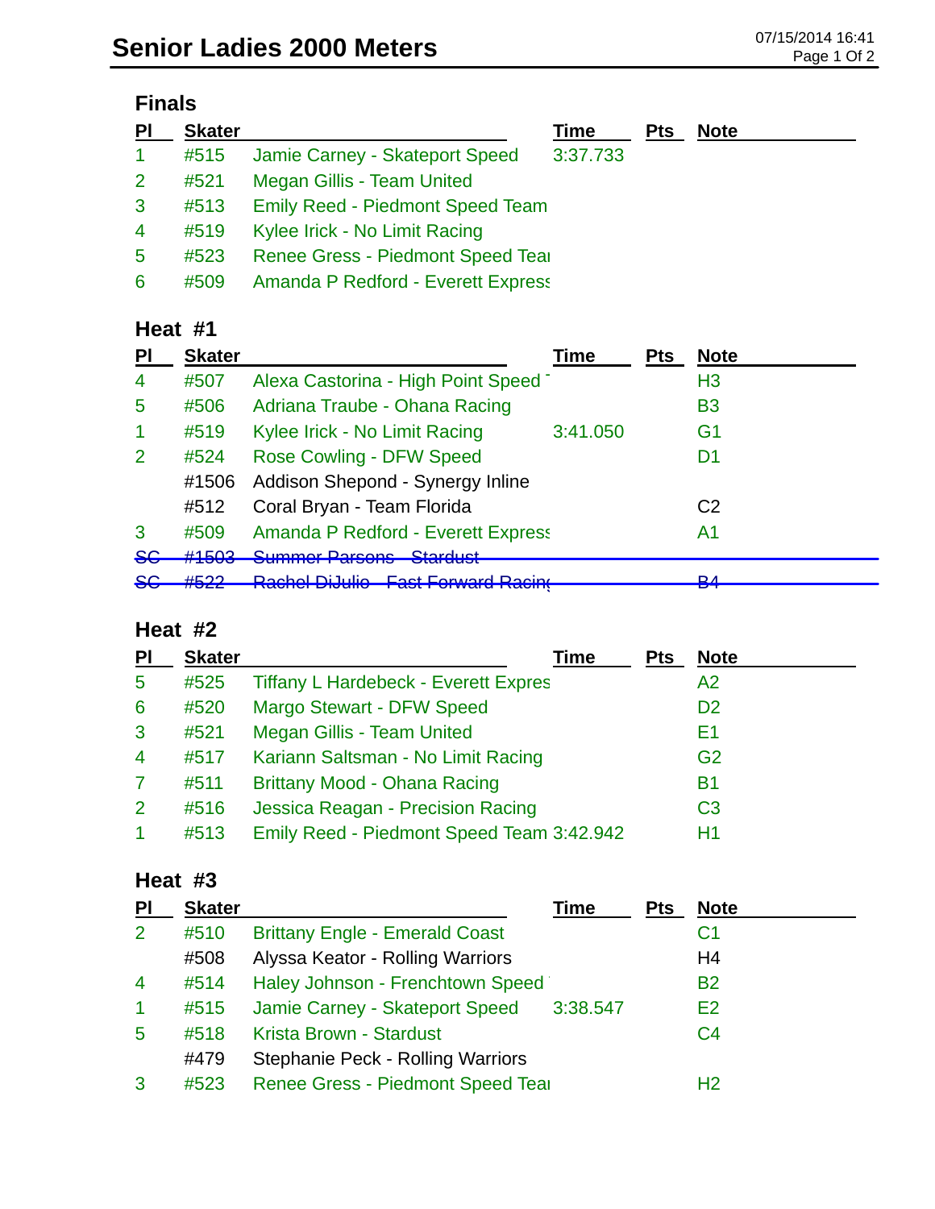# Senior Ladies 2000 Meters

07/15/2014 16:41

## Finals

| Pl | Skater | | Time | Pts | Note |
|---|---|---|---|---|---|
| 1 | #515 | Jamie Carney - Skateport Speed | 3:37.733 | | |
| 2 | #521 | Megan Gillis - Team United | | | |
| 3 | #513 | Emily Reed - Piedmont Speed Team | | | |
| 4 | #519 | Kylee Irick - No Limit Racing | | | |
| 5 | #523 | Renee Gress - Piedmont Speed Tea | | | |
| 6 | #509 | Amanda P Redford - Everett Express | | | |

## Heat #1

| Pl | Skater | | Time | Pts | Note |
|---|---|---|---|---|---|
| 4 | #507 | Alexa Castorina - High Point Speed | | | H3 |
| 5 | #506 | Adriana Traube - Ohana Racing | | | B3 |
| 1 | #519 | Kylee Irick - No Limit Racing | 3:41.050 | | G1 |
| 2 | #524 | Rose Cowling - DFW Speed | | | D1 |
| | #1506 | Addison Shepond - Synergy Inline | | | |
| | #512 | Coral Bryan - Team Florida | | | C2 |
| 3 | #509 | Amanda P Redford - Everett Express | | | A1 |
| ~~SC~~ | ~~#1503~~ | ~~Summer Parsons - Stardust~~ | | | |
| ~~SC~~ | ~~#522~~ | ~~Rachel DiJulio - Fast Forward Racing~~ | | | ~~B4~~ |

## Heat #2

| Pl | Skater | | Time | Pts | Note |
|---|---|---|---|---|---|
| 5 | #525 | Tiffany L Hardebeck - Everett Expres | | | A2 |
| 6 | #520 | Margo Stewart - DFW Speed | | | D2 |
| 3 | #521 | Megan Gillis - Team United | | | E1 |
| 4 | #517 | Kariann Saltsman - No Limit Racing | | | G2 |
| 7 | #511 | Brittany Mood - Ohana Racing | | | B1 |
| 2 | #516 | Jessica Reagan - Precision Racing | | | C3 |
| 1 | #513 | Emily Reed - Piedmont Speed Team | 3:42.942 | | H1 |

## Heat #3

| Pl | Skater | | Time | Pts | Note |
|---|---|---|---|---|---|
| 2 | #510 | Brittany Engle - Emerald Coast | | | C1 |
| | #508 | Alyssa Keator - Rolling Warriors | | | H4 |
| 4 | #514 | Haley Johnson - Frenchtown Speed | | | B2 |
| 1 | #515 | Jamie Carney - Skateport Speed | 3:38.547 | | E2 |
| 5 | #518 | Krista Brown - Stardust | | | C4 |
| | #479 | Stephanie Peck - Rolling Warriors | | | |
| 3 | #523 | Renee Gress - Piedmont Speed Tea | | | H2 |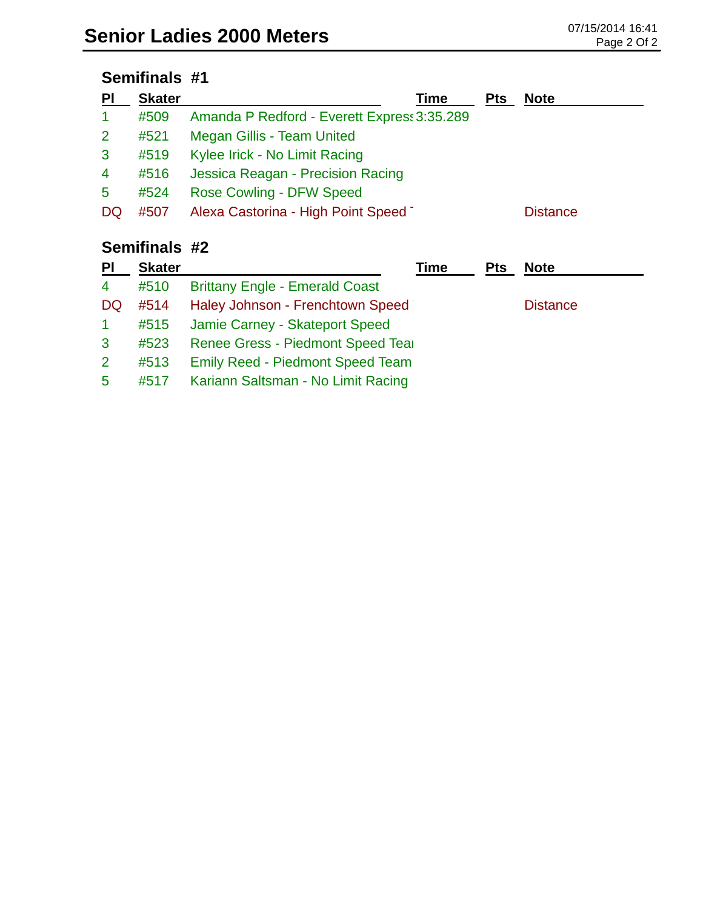# Senior Ladies 2000 Meters

## Semifinals #1

| Pl | Skater | | Time | Pts | Note |
|---|---|---|---|---|---|
| 1 | #509 | Amanda P Redford - Everett Express | 3:35.289 | | |
| 2 | #521 | Megan Gillis - Team United | | | |
| 3 | #519 | Kylee Irick - No Limit Racing | | | |
| 4 | #516 | Jessica Reagan - Precision Racing | | | |
| 5 | #524 | Rose Cowling - DFW Speed | | | |
| DQ | #507 | Alexa Castorina - High Point Speed T | | | Distance |

## Semifinals #2

| Pl | Skater | | Time | Pts | Note |
|---|---|---|---|---|---|
| 4 | #510 | Brittany Engle - Emerald Coast | | | |
| DQ | #514 | Haley Johnson - Frenchtown Speed | | | Distance |
| 1 | #515 | Jamie Carney - Skateport Speed | | | |
| 3 | #523 | Renee Gress - Piedmont Speed Tea | | | |
| 2 | #513 | Emily Reed - Piedmont Speed Team | | | |
| 5 | #517 | Kariann Saltsman - No Limit Racing | | | |